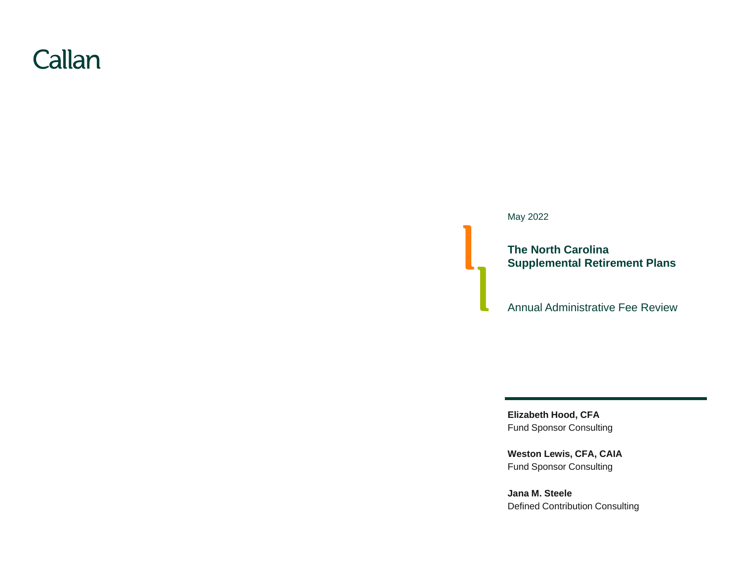Callan

May 2022

# The North Carolina Supplemental Retirement Plans

## Annual Administrative Fee Review

**Elizabeth Hood, CFA**
Fund Sponsor Consulting

**Weston Lewis, CFA, CAIA**
Fund Sponsor Consulting

**Jana M. Steele**
Defined Contribution Consulting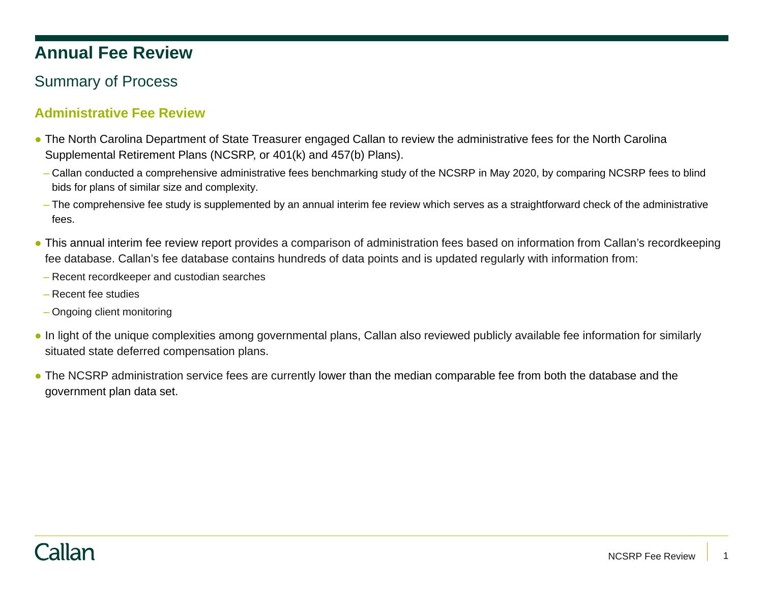# Annual Fee Review

## Summary of Process

### Administrative Fee Review

- The North Carolina Department of State Treasurer engaged Callan to review the administrative fees for the North Carolina Supplemental Retirement Plans (NCSRP, or 401(k) and 457(b) Plans).
  - Callan conducted a comprehensive administrative fees benchmarking study of the NCSRP in May 2020, by comparing NCSRP fees to blind bids for plans of similar size and complexity.
  - The comprehensive fee study is supplemented by an annual interim fee review which serves as a straightforward check of the administrative fees.
- This annual interim fee review report provides a comparison of administration fees based on information from Callan's recordkeeping fee database. Callan's fee database contains hundreds of data points and is updated regularly with information from:
  - Recent recordkeeper and custodian searches
  - Recent fee studies
  - Ongoing client monitoring
- In light of the unique complexities among governmental plans, Callan also reviewed publicly available fee information for similarly situated state deferred compensation plans.
- The NCSRP administration service fees are currently lower than the median comparable fee from both the database and the government plan data set.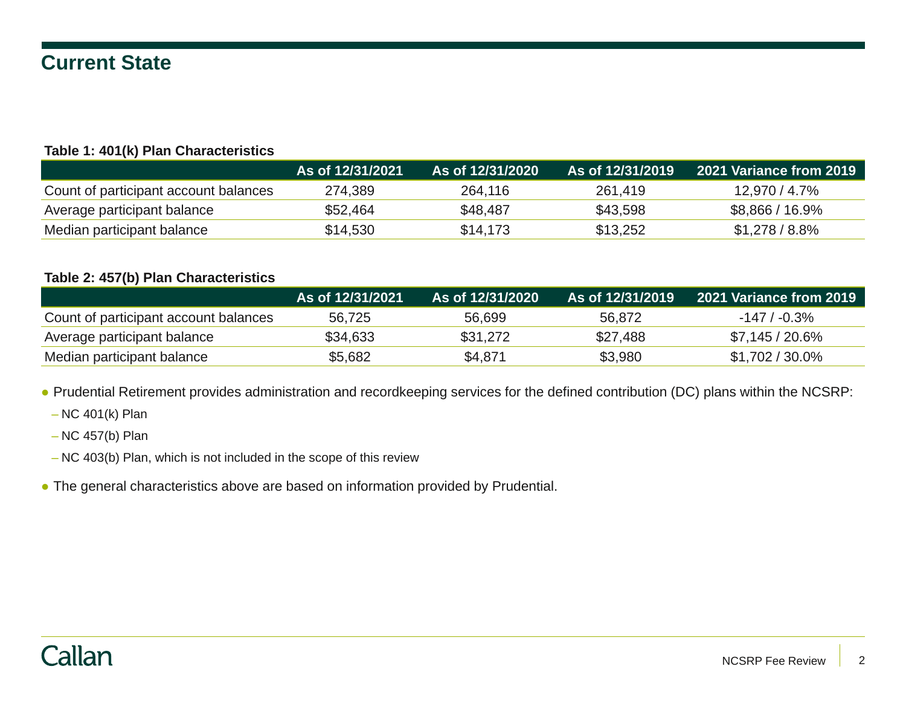# Current State

**Table 1: 401(k) Plan Characteristics**

| | As of 12/31/2021 | As of 12/31/2020 | As of 12/31/2019 | 2021 Variance from 2019 |
|---|---|---|---|---|
| Count of participant account balances | 274,389 | 264,116 | 261,419 | 12,970 / 4.7% |
| Average participant balance | $52,464 | $48,487 | $43,598 | $8,866 / 16.9% |
| Median participant balance | $14,530 | $14,173 | $13,252 | $1,278 / 8.8% |

**Table 2: 457(b) Plan Characteristics**

| | As of 12/31/2021 | As of 12/31/2020 | As of 12/31/2019 | 2021 Variance from 2019 |
|---|---|---|---|---|
| Count of participant account balances | 56,725 | 56,699 | 56,872 | -147 / -0.3% |
| Average participant balance | $34,633 | $31,272 | $27,488 | $7,145 / 20.6% |
| Median participant balance | $5,682 | $4,871 | $3,980 | $1,702 / 30.0% |

- Prudential Retirement provides administration and recordkeeping services for the defined contribution (DC) plans within the NCSRP:
  - NC 401(k) Plan
  - NC 457(b) Plan
  - NC 403(b) Plan, which is not included in the scope of this review
- The general characteristics above are based on information provided by Prudential.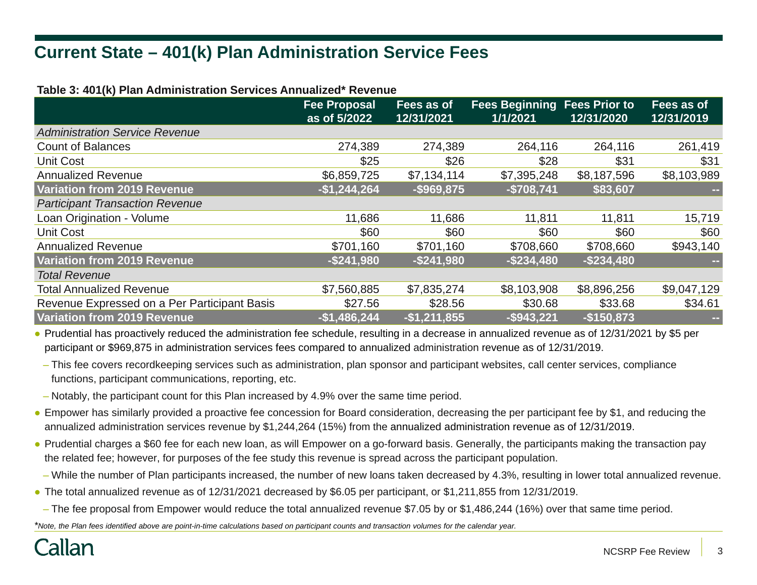# Current State – 401(k) Plan Administration Service Fees

**Table 3: 401(k) Plan Administration Services Annualized* Revenue**

| | Fee Proposal as of 5/2022 | Fees as of 12/31/2021 | Fees Beginning 1/1/2021 | Fees Prior to 12/31/2020 | Fees as of 12/31/2019 |
|---|---|---|---|---|---|
| *Administration Service Revenue* | | | | | |
| Count of Balances | 274,389 | 274,389 | 264,116 | 264,116 | 261,419 |
| Unit Cost | $25 | $26 | $28 | $31 | $31 |
| Annualized Revenue | $6,859,725 | $7,134,114 | $7,395,248 | $8,187,596 | $8,103,989 |
| **Variation from 2019 Revenue** | **-$1,244,264** | **-$969,875** | **-$708,741** | **$83,607** | **--** |
| *Participant Transaction Revenue* | | | | | |
| Loan Origination - Volume | 11,686 | 11,686 | 11,811 | 11,811 | 15,719 |
| Unit Cost | $60 | $60 | $60 | $60 | $60 |
| Annualized Revenue | $701,160 | $701,160 | $708,660 | $708,660 | $943,140 |
| **Variation from 2019 Revenue** | **-$241,980** | **-$241,980** | **-$234,480** | **-$234,480** | **--** |
| *Total Revenue* | | | | | |
| Total Annualized Revenue | $7,560,885 | $7,835,274 | $8,103,908 | $8,896,256 | $9,047,129 |
| Revenue Expressed on a Per Participant Basis | $27.56 | $28.56 | $30.68 | $33.68 | $34.61 |
| **Variation from 2019 Revenue** | **-$1,486,244** | **-$1,211,855** | **-$943,221** | **-$150,873** | **--** |

- Prudential has proactively reduced the administration fee schedule, resulting in a decrease in annualized revenue as of 12/31/2021 by $5 per participant or $969,875 in administration services fees compared to annualized administration revenue as of 12/31/2019.
  - This fee covers recordkeeping services such as administration, plan sponsor and participant websites, call center services, compliance functions, participant communications, reporting, etc.
  - Notably, the participant count for this Plan increased by 4.9% over the same time period.
- Empower has similarly provided a proactive fee concession for Board consideration, decreasing the per participant fee by $1, and reducing the annualized administration services revenue by $1,244,264 (15%) from the annualized administration revenue as of 12/31/2019.
- Prudential charges a $60 fee for each new loan, as will Empower on a go-forward basis. Generally, the participants making the transaction pay the related fee; however, for purposes of the fee study this revenue is spread across the participant population.
  - While the number of Plan participants increased, the number of new loans taken decreased by 4.3%, resulting in lower total annualized revenue.
- The total annualized revenue as of 12/31/2021 decreased by $6.05 per participant, or $1,211,855 from 12/31/2019.
  - The fee proposal from Empower would reduce the total annualized revenue $7.05 by or $1,486,244 (16%) over that same time period.

**Note, the Plan fees identified above are point-in-time calculations based on participant counts and transaction volumes for the calendar year.*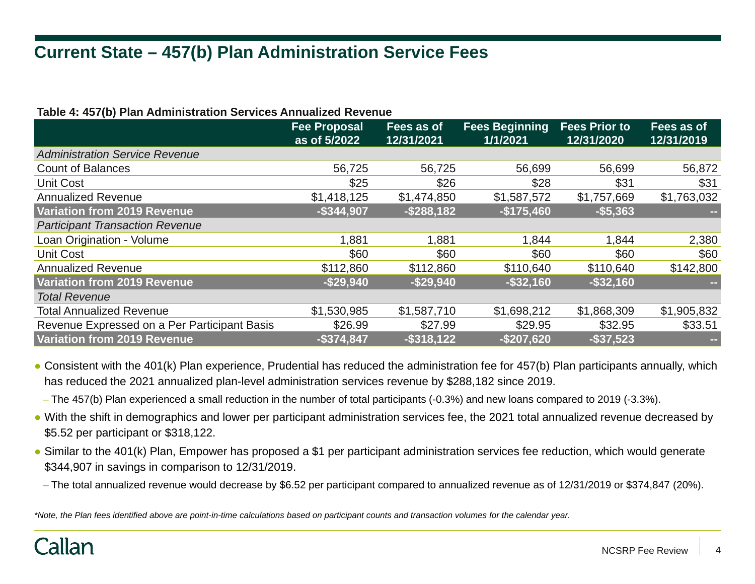# Current State – 457(b) Plan Administration Service Fees

**Table 4: 457(b) Plan Administration Services Annualized Revenue**

| | Fee Proposal as of 5/2022 | Fees as of 12/31/2021 | Fees Beginning 1/1/2021 | Fees Prior to 12/31/2020 | Fees as of 12/31/2019 |
|---|---|---|---|---|---|
| *Administration Service Revenue* | | | | | |
| Count of Balances | 56,725 | 56,725 | 56,699 | 56,699 | 56,872 |
| Unit Cost | $25 | $26 | $28 | $31 | $31 |
| Annualized Revenue | $1,418,125 | $1,474,850 | $1,587,572 | $1,757,669 | $1,763,032 |
| **Variation from 2019 Revenue** | **-$344,907** | **-$288,182** | **-$175,460** | **-$5,363** | **--** |
| *Participant Transaction Revenue* | | | | | |
| Loan Origination - Volume | 1,881 | 1,881 | 1,844 | 1,844 | 2,380 |
| Unit Cost | $60 | $60 | $60 | $60 | $60 |
| Annualized Revenue | $112,860 | $112,860 | $110,640 | $110,640 | $142,800 |
| **Variation from 2019 Revenue** | **-$29,940** | **-$29,940** | **-$32,160** | **-$32,160** | **--** |
| *Total Revenue* | | | | | |
| Total Annualized Revenue | $1,530,985 | $1,587,710 | $1,698,212 | $1,868,309 | $1,905,832 |
| Revenue Expressed on a Per Participant Basis | $26.99 | $27.99 | $29.95 | $32.95 | $33.51 |
| **Variation from 2019 Revenue** | **-$374,847** | **-$318,122** | **-$207,620** | **-$37,523** | **--** |

- Consistent with the 401(k) Plan experience, Prudential has reduced the administration fee for 457(b) Plan participants annually, which has reduced the 2021 annualized plan-level administration services revenue by $288,182 since 2019.
  - The 457(b) Plan experienced a small reduction in the number of total participants (-0.3%) and new loans compared to 2019 (-3.3%).
- With the shift in demographics and lower per participant administration services fee, the 2021 total annualized revenue decreased by $5.52 per participant or $318,122.
- Similar to the 401(k) Plan, Empower has proposed a $1 per participant administration services fee reduction, which would generate $344,907 in savings in comparison to 12/31/2019.
  - The total annualized revenue would decrease by $6.52 per participant compared to annualized revenue as of 12/31/2019 or $374,847 (20%).

*\*Note, the Plan fees identified above are point-in-time calculations based on participant counts and transaction volumes for the calendar year.*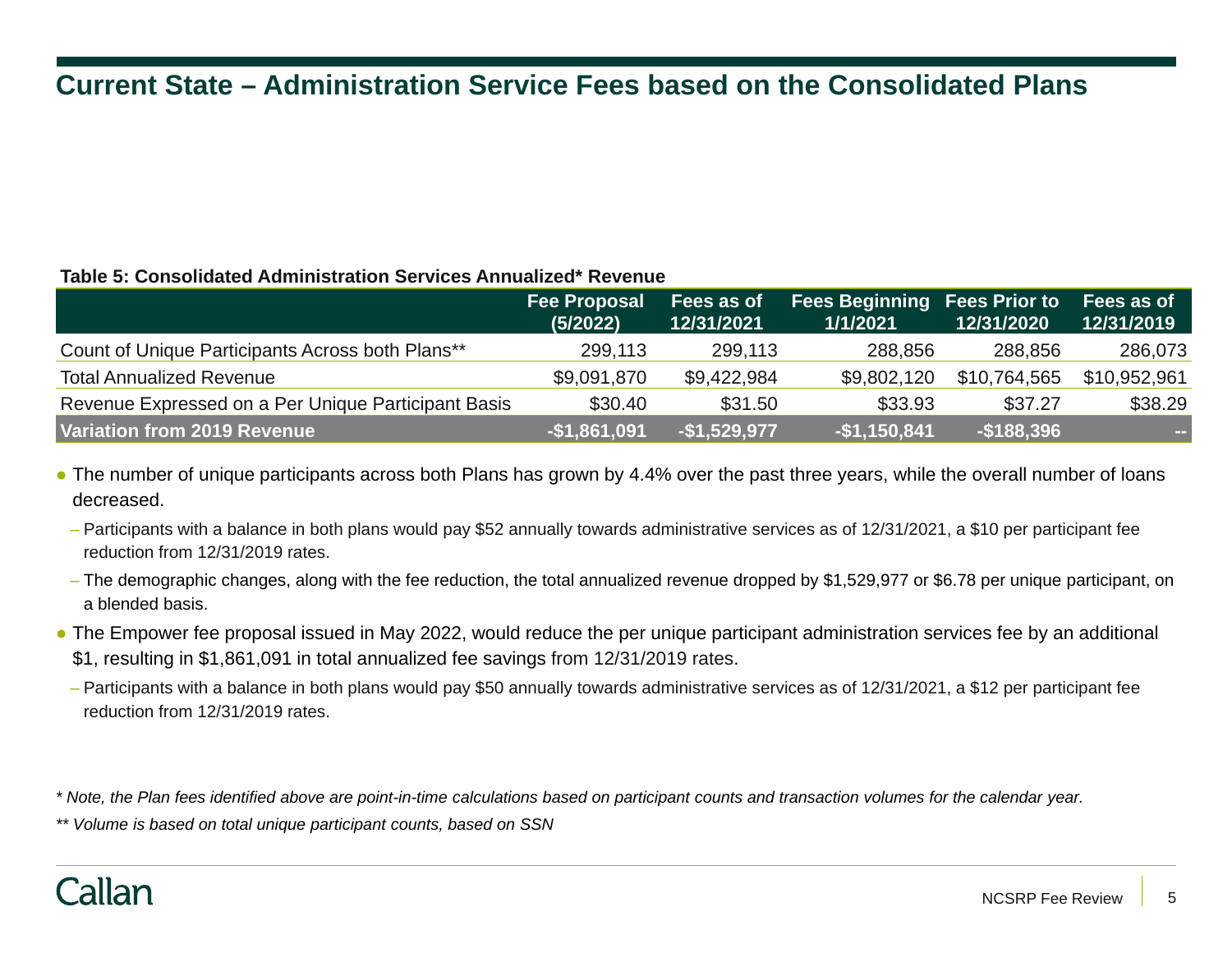# Current State – Administration Service Fees based on the Consolidated Plans

**Table 5: Consolidated Administration Services Annualized* Revenue**

| | Fee Proposal (5/2022) | Fees as of 12/31/2021 | Fees Beginning 1/1/2021 | Fees Prior to 12/31/2020 | Fees as of 12/31/2019 |
|---|---|---|---|---|---|
| Count of Unique Participants Across both Plans** | 299,113 | 299,113 | 288,856 | 288,856 | 286,073 |
| Total Annualized Revenue | $9,091,870 | $9,422,984 | $9,802,120 | $10,764,565 | $10,952,961 |
| Revenue Expressed on a Per Unique Participant Basis | $30.40 | $31.50 | $33.93 | $37.27 | $38.29 |
| **Variation from 2019 Revenue** | **-$1,861,091** | **-$1,529,977** | **-$1,150,841** | **-$188,396** | **--** |

- The number of unique participants across both Plans has grown by 4.4% over the past three years, while the overall number of loans decreased.
  - Participants with a balance in both plans would pay $52 annually towards administrative services as of 12/31/2021, a $10 per participant fee reduction from 12/31/2019 rates.
  - The demographic changes, along with the fee reduction, the total annualized revenue dropped by $1,529,977 or $6.78 per unique participant, on a blended basis.
- The Empower fee proposal issued in May 2022, would reduce the per unique participant administration services fee by an additional $1, resulting in $1,861,091 in total annualized fee savings from 12/31/2019 rates.
  - Participants with a balance in both plans would pay $50 annually towards administrative services as of 12/31/2021, a $12 per participant fee reduction from 12/31/2019 rates.

*\* Note, the Plan fees identified above are point-in-time calculations based on participant counts and transaction volumes for the calendar year.*

*\*\* Volume is based on total unique participant counts, based on SSN*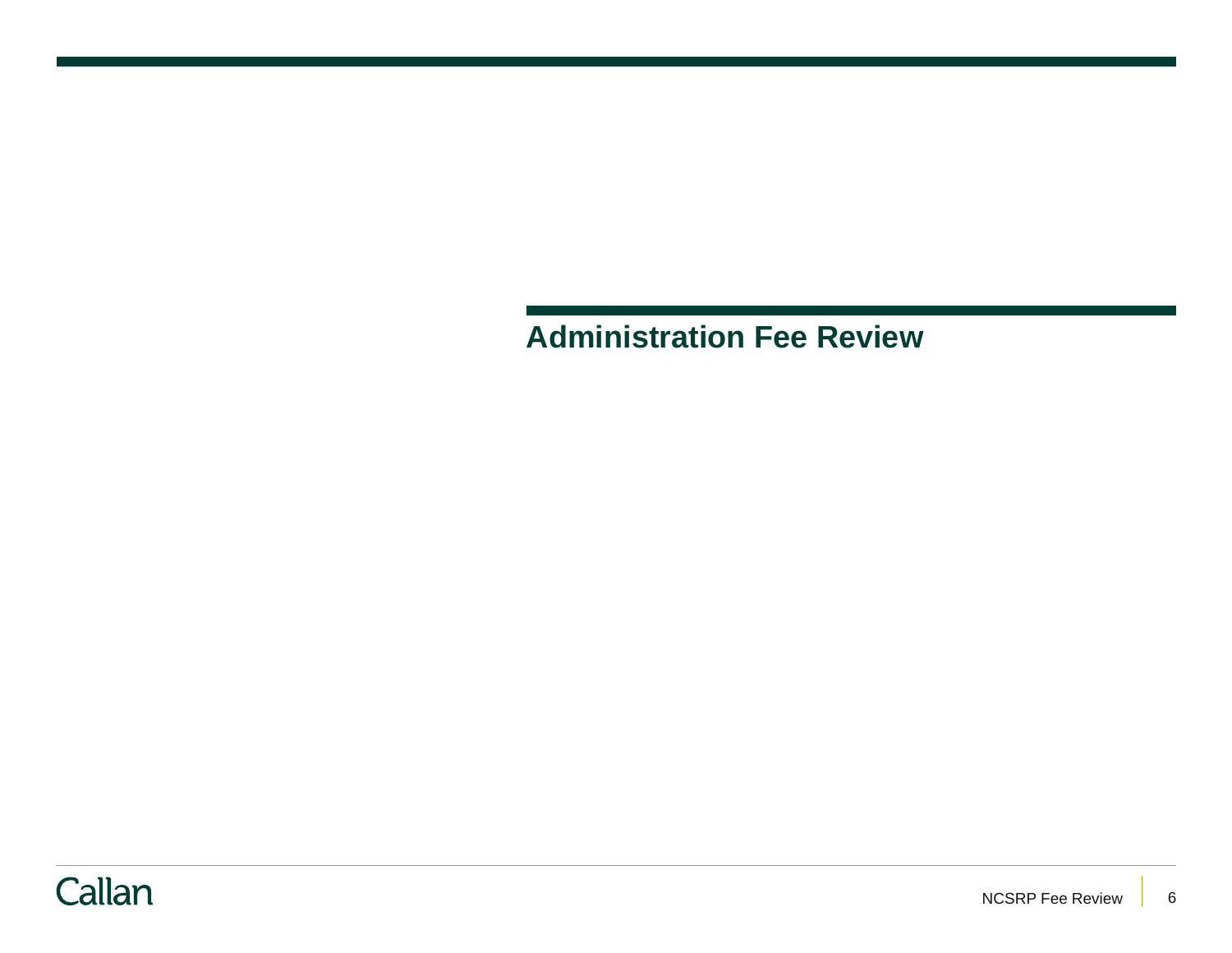# Administration Fee Review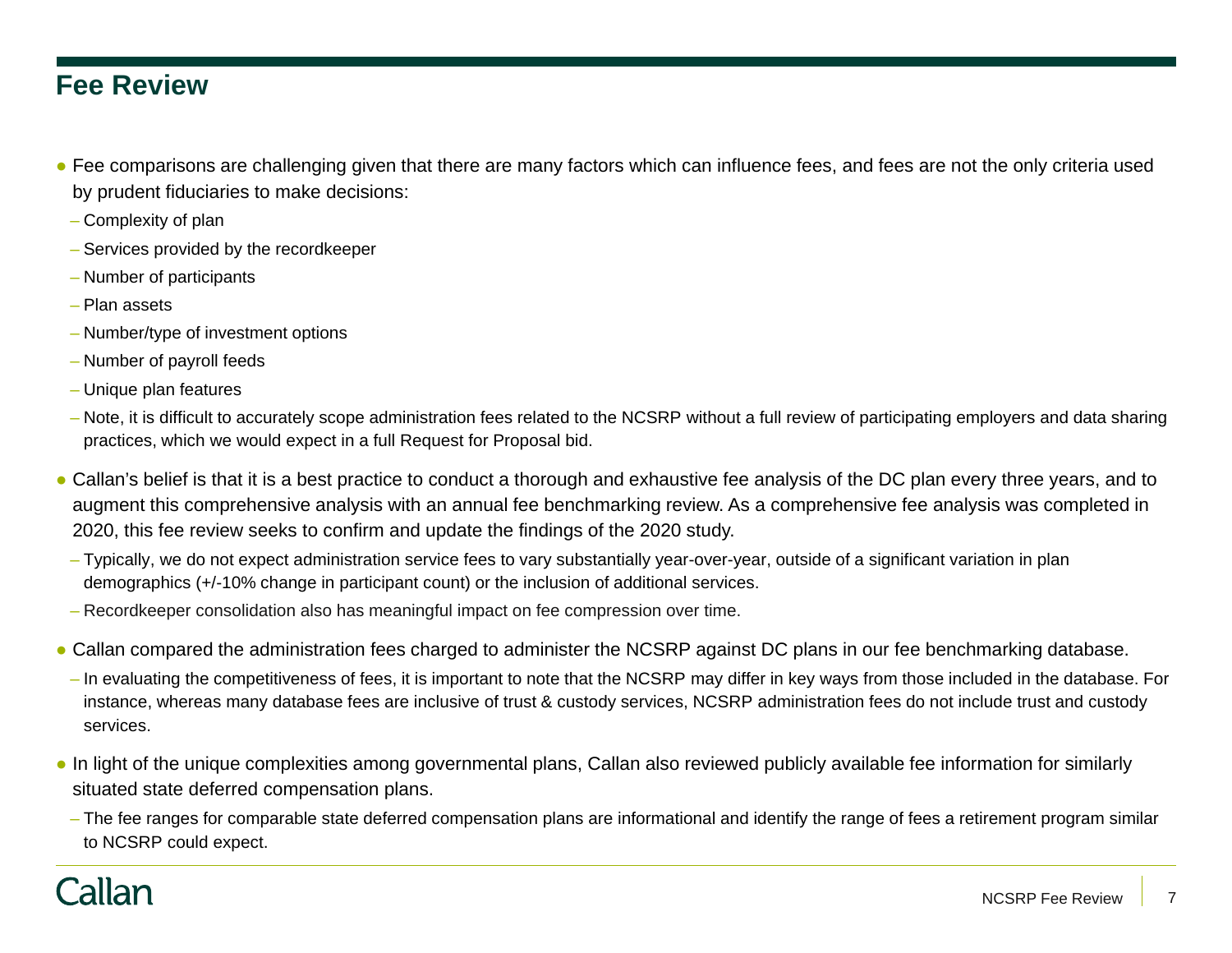# Fee Review

- Fee comparisons are challenging given that there are many factors which can influence fees, and fees are not the only criteria used by prudent fiduciaries to make decisions:
  - Complexity of plan
  - Services provided by the recordkeeper
  - Number of participants
  - Plan assets
  - Number/type of investment options
  - Number of payroll feeds
  - Unique plan features
  - Note, it is difficult to accurately scope administration fees related to the NCSRP without a full review of participating employers and data sharing practices, which we would expect in a full Request for Proposal bid.
- Callan's belief is that it is a best practice to conduct a thorough and exhaustive fee analysis of the DC plan every three years, and to augment this comprehensive analysis with an annual fee benchmarking review. As a comprehensive fee analysis was completed in 2020, this fee review seeks to confirm and update the findings of the 2020 study.
  - Typically, we do not expect administration service fees to vary substantially year-over-year, outside of a significant variation in plan demographics (+/-10% change in participant count) or the inclusion of additional services.
  - Recordkeeper consolidation also has meaningful impact on fee compression over time.
- Callan compared the administration fees charged to administer the NCSRP against DC plans in our fee benchmarking database.
  - In evaluating the competitiveness of fees, it is important to note that the NCSRP may differ in key ways from those included in the database. For instance, whereas many database fees are inclusive of trust & custody services, NCSRP administration fees do not include trust and custody services.
- In light of the unique complexities among governmental plans, Callan also reviewed publicly available fee information for similarly situated state deferred compensation plans.
  - The fee ranges for comparable state deferred compensation plans are informational and identify the range of fees a retirement program similar to NCSRP could expect.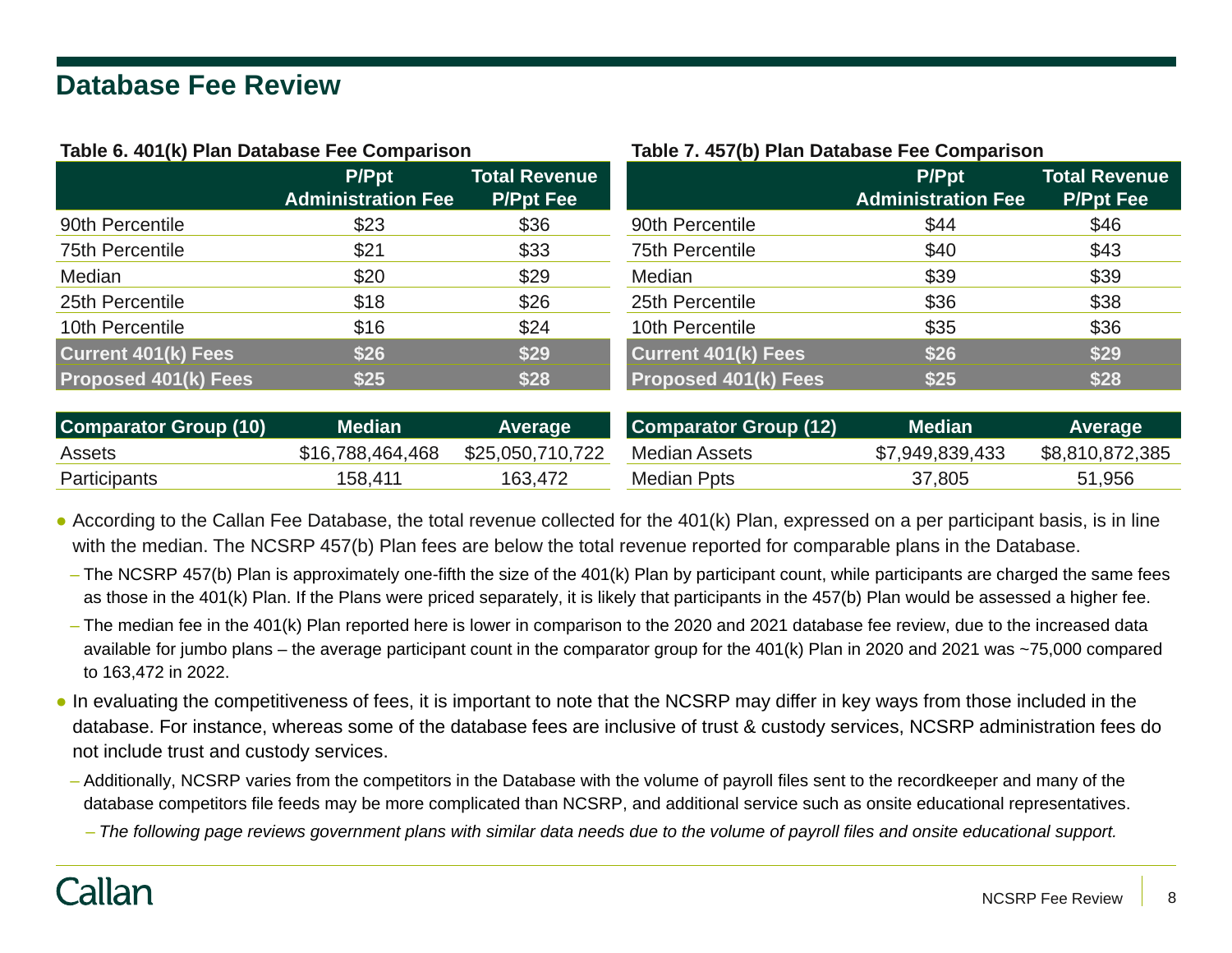# Database Fee Review

**Table 6. 401(k) Plan Database Fee Comparison**

| | P/Ppt Administration Fee | Total Revenue P/Ppt Fee |
|---|---|---|
| 90th Percentile | $23 | $36 |
| 75th Percentile | $21 | $33 |
| Median | $20 | $29 |
| 25th Percentile | $18 | $26 |
| 10th Percentile | $16 | $24 |
| **Current 401(k) Fees** | **$26** | **$29** |
| **Proposed 401(k) Fees** | **$25** | **$28** |

| Comparator Group (10) | Median | Average |
|---|---|---|
| Assets | $16,788,464,468 | $25,050,710,722 |
| Participants | 158,411 | 163,472 |

**Table 7. 457(b) Plan Database Fee Comparison**

| | P/Ppt Administration Fee | Total Revenue P/Ppt Fee |
|---|---|---|
| 90th Percentile | $44 | $46 |
| 75th Percentile | $40 | $43 |
| Median | $39 | $39 |
| 25th Percentile | $36 | $38 |
| 10th Percentile | $35 | $36 |
| **Current 401(k) Fees** | **$26** | **$29** |
| **Proposed 401(k) Fees** | **$25** | **$28** |

| Comparator Group (12) | Median | Average |
|---|---|---|
| Median Assets | $7,949,839,433 | $8,810,872,385 |
| Median Ppts | 37,805 | 51,956 |

- According to the Callan Fee Database, the total revenue collected for the 401(k) Plan, expressed on a per participant basis, is in line with the median. The NCSRP 457(b) Plan fees are below the total revenue reported for comparable plans in the Database.
  - The NCSRP 457(b) Plan is approximately one-fifth the size of the 401(k) Plan by participant count, while participants are charged the same fees as those in the 401(k) Plan. If the Plans were priced separately, it is likely that participants in the 457(b) Plan would be assessed a higher fee.
  - The median fee in the 401(k) Plan reported here is lower in comparison to the 2020 and 2021 database fee review, due to the increased data available for jumbo plans – the average participant count in the comparator group for the 401(k) Plan in 2020 and 2021 was ~75,000 compared to 163,472 in 2022.
- In evaluating the competitiveness of fees, it is important to note that the NCSRP may differ in key ways from those included in the database. For instance, whereas some of the database fees are inclusive of trust & custody services, NCSRP administration fees do not include trust and custody services.
  - Additionally, NCSRP varies from the competitors in the Database with the volume of payroll files sent to the recordkeeper and many of the database competitors file feeds may be more complicated than NCSRP, and additional service such as onsite educational representatives.
    - *The following page reviews government plans with similar data needs due to the volume of payroll files and onsite educational support.*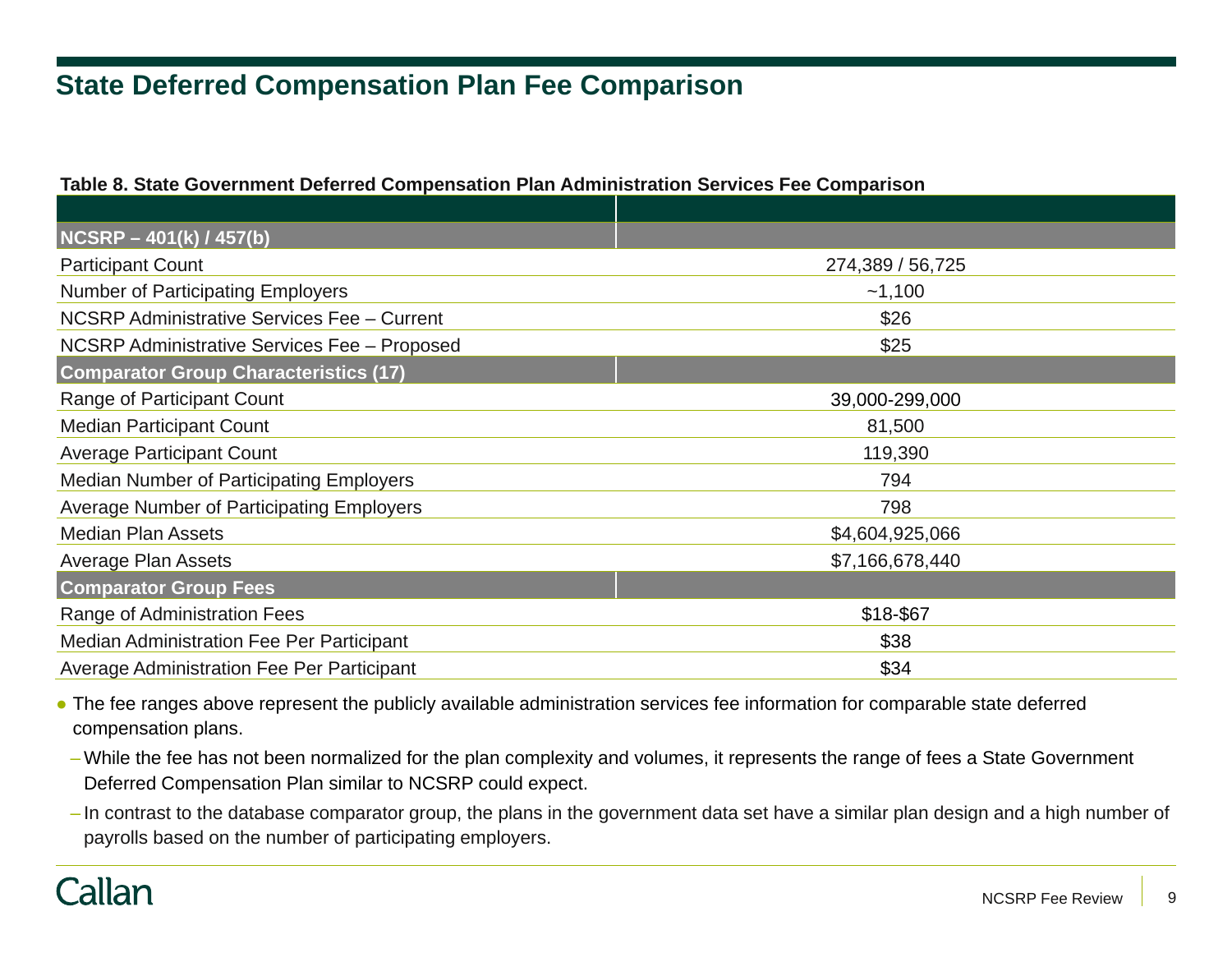# State Deferred Compensation Plan Fee Comparison

**Table 8. State Government Deferred Compensation Plan Administration Services Fee Comparison**

| | |
|---|---|
| **NCSRP – 401(k) / 457(b)** | |
| Participant Count | 274,389 / 56,725 |
| Number of Participating Employers | ~1,100 |
| NCSRP Administrative Services Fee – Current | $26 |
| NCSRP Administrative Services Fee – Proposed | $25 |
| **Comparator Group Characteristics (17)** | |
| Range of Participant Count | 39,000-299,000 |
| Median Participant Count | 81,500 |
| Average Participant Count | 119,390 |
| Median Number of Participating Employers | 794 |
| Average Number of Participating Employers | 798 |
| Median Plan Assets | $4,604,925,066 |
| Average Plan Assets | $7,166,678,440 |
| **Comparator Group Fees** | |
| Range of Administration Fees | $18-$67 |
| Median Administration Fee Per Participant | $38 |
| Average Administration Fee Per Participant | $34 |

- The fee ranges above represent the publicly available administration services fee information for comparable state deferred compensation plans.
  - While the fee has not been normalized for the plan complexity and volumes, it represents the range of fees a State Government Deferred Compensation Plan similar to NCSRP could expect.
  - In contrast to the database comparator group, the plans in the government data set have a similar plan design and a high number of payrolls based on the number of participating employers.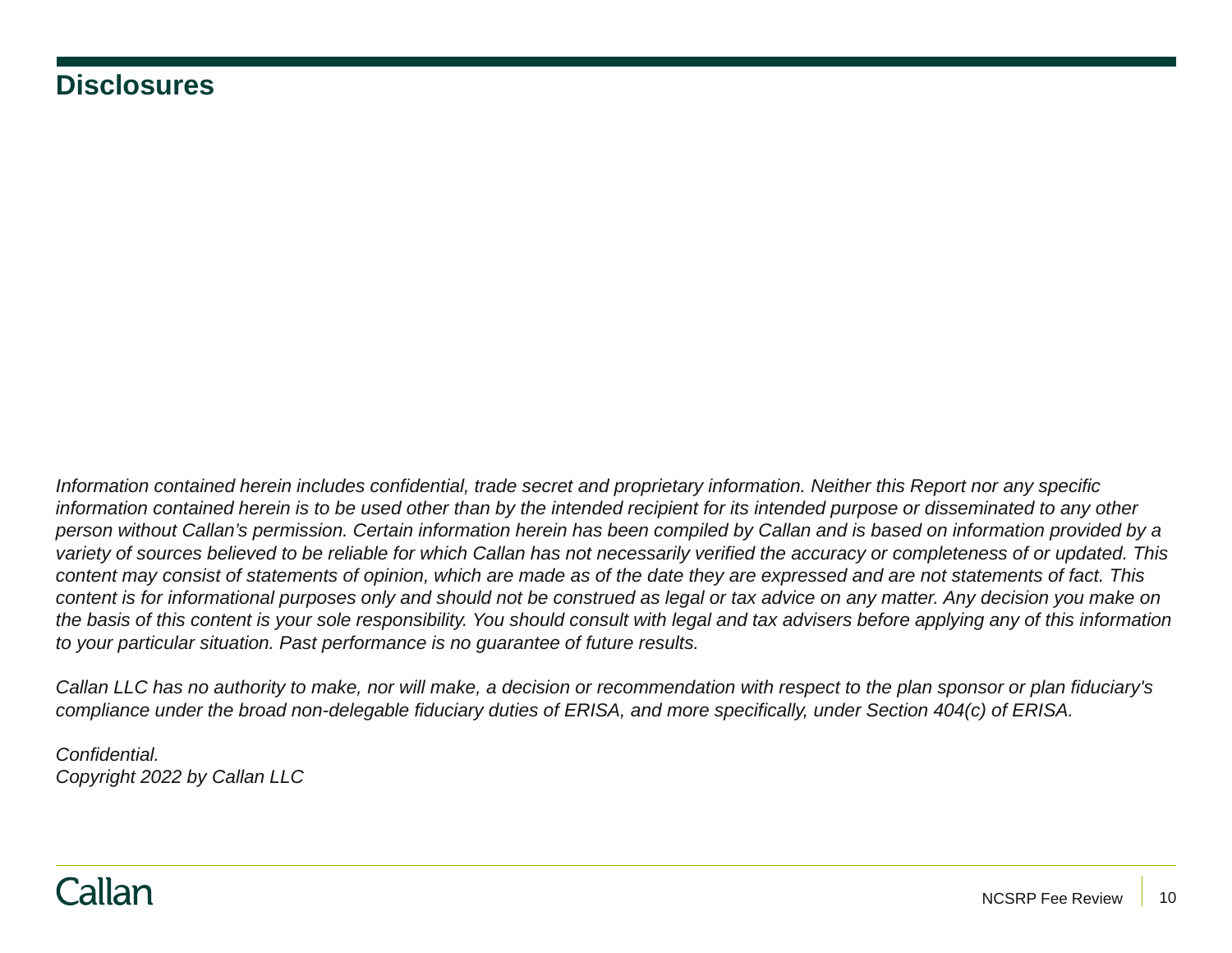# Disclosures

*Information contained herein includes confidential, trade secret and proprietary information. Neither this Report nor any specific information contained herein is to be used other than by the intended recipient for its intended purpose or disseminated to any other person without Callan's permission. Certain information herein has been compiled by Callan and is based on information provided by a variety of sources believed to be reliable for which Callan has not necessarily verified the accuracy or completeness of or updated. This content may consist of statements of opinion, which are made as of the date they are expressed and are not statements of fact. This content is for informational purposes only and should not be construed as legal or tax advice on any matter. Any decision you make on the basis of this content is your sole responsibility. You should consult with legal and tax advisers before applying any of this information to your particular situation. Past performance is no guarantee of future results.*

*Callan LLC has no authority to make, nor will make, a decision or recommendation with respect to the plan sponsor or plan fiduciary's compliance under the broad non-delegable fiduciary duties of ERISA, and more specifically, under Section 404(c) of ERISA.*

*Confidential.*
*Copyright 2022 by Callan LLC*